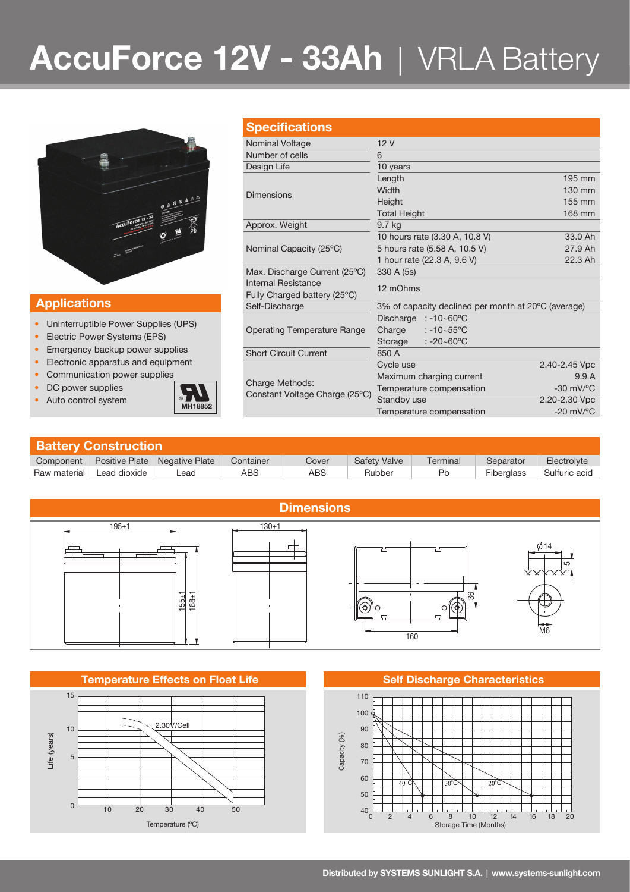# AccuForce 12V - 33Ah | VRLA Battery

## Applications

- Uninterruptible Power Supplies (UPS)
- Electric Power Systems (EPS)
- Emergency backup power supplies
- Electronic apparatus and equipment
- Communication power supplies
- DC power supplies
- Auto control system

MH18852

## Specifications

| | | |
|---|---|---|
| Nominal Voltage | 12 V | |
| Number of cells | 6 | |
| Design Life | 10 years | |
| Dimensions | Length | 195 mm |
| | Width | 130 mm |
| | Height | 155 mm |
| | Total Height | 168 mm |
| Approx. Weight | 9.7 kg | |
| Nominal Capacity (25°C) | 10 hours rate (3.30 A, 10.8 V) | 33.0 Ah |
| | 5 hours rate (5.58 A, 10.5 V) | 27.9 Ah |
| | 1 hour rate (22.3 A, 9.6 V) | 22.3 Ah |
| Max. Discharge Current (25°C) | 330 A (5s) | |
| Internal Resistance Fully Charged battery (25°C) | 12 mOhms | |
| Self-Discharge | 3% of capacity declined per month at 20°C (average) | |
| Operating Temperature Range | Discharge : -10~60°C | |
| | Charge : -10~55°C | |
| | Storage : -20~60°C | |
| Short Circuit Current | 850 A | |
| Charge Methods: Constant Voltage Charge (25°C) | Cycle use | 2.40-2.45 Vpc |
| | Maximum charging current | 9.9 A |
| | Temperature compensation | -30 mV/°C |
| | Standby use | 2.20-2.30 Vpc |
| | Temperature compensation | -20 mV/°C |

## Battery Construction

| Component | Positive Plate | Negative Plate | Container | Cover | Safety Valve | Terminal | Separator | Electrolyte |
|---|---|---|---|---|---|---|---|---|
| Raw material | Lead dioxide | Lead | ABS | ABS | Rubber | Pb | Fiberglass | Sulfuric acid |

## Dimensions

195±1, 130±1, 155±1, 168±1, 160, 36, Ø14, 5, M6

## Temperature Effects on Float Life

Life (years) vs. Temperature (°C); curve: 2.30V/Cell

## Self Discharge Characteristics

Capacity (%) vs. Storage Time (Months); curves: 40°C, 30°C, 20°C

Distributed by SYSTEMS SUNLIGHT S.A. | www.systems-sunlight.com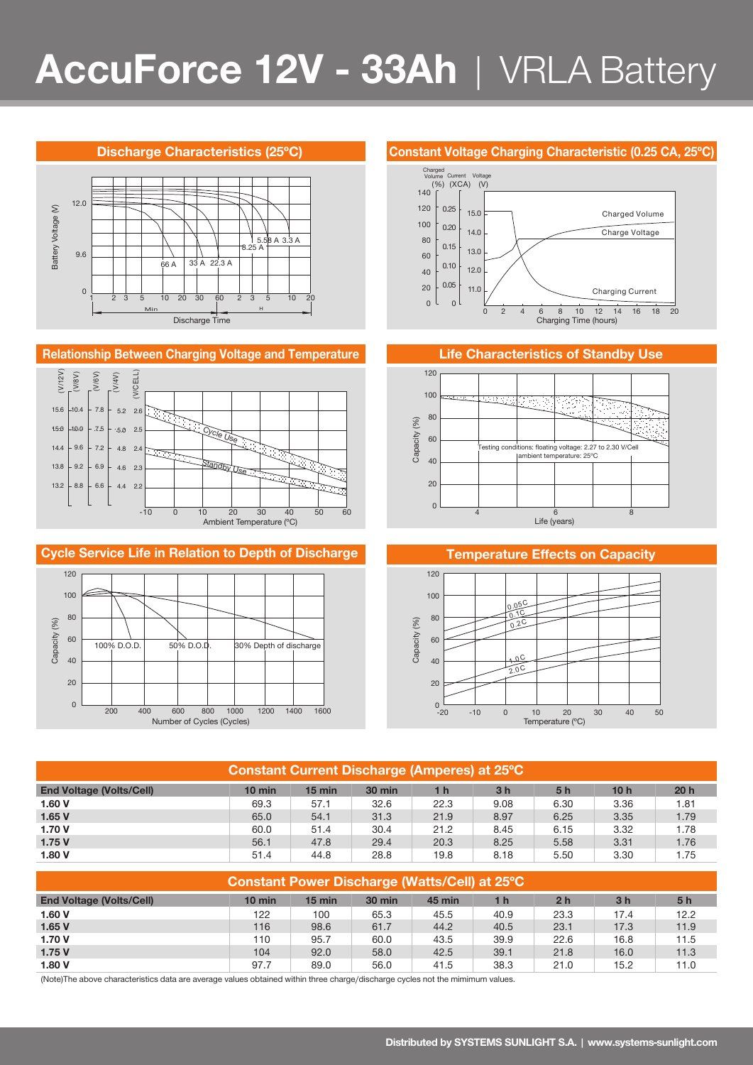# AccuForce 12V - 33Ah | VRLA Battery

## Discharge Characteristics (25°C)

Battery Voltage (V)
12.0
9.6
0
1 2 3 5 10 20 30 60 2 3 5 10 20
Min H
Discharge Time
66 A
33 A 22.3 A
8.25 A
5.58 A 3.3 A

## Constant Voltage Charging Characteristic (0.25 CA, 25°C)

Charged Volume (%) Current (XCA) Voltage (V)
140
120 0.25 15.0
100 0.20 14.0
80 0.15 13.0
60 0.10 12.0
40 0.05 11.0
20
0 0
0 2 4 6 8 10 12 14 16 18 20
Charging Time (hours)
Charged Volume
Charge Voltage
Charging Current

## Relationship Between Charging Voltage and Temperature

(V/12V) (V/8V) (V/6V) (V/4V) (V/CELL)
15.6 10.4 7.8 5.2 2.6
15.0 10.0 7.5 5.0 2.5
14.4 9.6 7.2 4.8 2.4
13.8 9.2 6.9 4.6 2.3
13.2 8.8 6.6 4.4 2.2
-10 0 10 20 30 40 50 60
Ambient Temperature (°C)
Cycle Use
Standby Use

## Life Characteristics of Standby Use

Capacity (%)
120
100
80
60
40
20
0
4 6 8
Life (years)
Testing conditions: floating voltage: 2.27 to 2.30 V/Cell
ambient temperature: 25°C

## Cycle Service Life in Relation to Depth of Discharge

Capacity (%)
120
100
80
60
40
20
0
200 400 600 800 1000 1200 1400 1600
Number of Cycles (Cycles)
100% D.O.D.
50% D.O.D.
30% Depth of discharge

## Temperature Effects on Capacity

Capacity (%)
120
100
80
60
40
20
0
-20 -10 0 10 20 30 40 50
Temperature (°C)
0.05C
0.1C
0.2C
1.0C
2.0C

## Constant Current Discharge (Amperes) at 25°C

| End Voltage (Volts/Cell) | 10 min | 15 min | 30 min | 1 h | 3 h | 5 h | 10 h | 20 h |
|---|---|---|---|---|---|---|---|---|
| **1.60 V** | 69.3 | 57.1 | 32.6 | 22.3 | 9.08 | 6.30 | 3.36 | 1.81 |
| **1.65 V** | 65.0 | 54.1 | 31.3 | 21.9 | 8.97 | 6.25 | 3.35 | 1.79 |
| **1.70 V** | 60.0 | 51.4 | 30.4 | 21.2 | 8.45 | 6.15 | 3.32 | 1.78 |
| **1.75 V** | 56.1 | 47.8 | 29.4 | 20.3 | 8.25 | 5.58 | 3.31 | 1.76 |
| **1.80 V** | 51.4 | 44.8 | 28.8 | 19.8 | 8.18 | 5.50 | 3.30 | 1.75 |

## Constant Power Discharge (Watts/Cell) at 25°C

| End Voltage (Volts/Cell) | 10 min | 15 min | 30 min | 45 min | 1 h | 2 h | 3 h | 5 h |
|---|---|---|---|---|---|---|---|---|
| **1.60 V** | 122 | 100 | 65.3 | 45.5 | 40.9 | 23.3 | 17.4 | 12.2 |
| **1.65 V** | 116 | 98.6 | 61.7 | 44.2 | 40.5 | 23.1 | 17.3 | 11.9 |
| **1.70 V** | 110 | 95.7 | 60.0 | 43.5 | 39.9 | 22.6 | 16.8 | 11.5 |
| **1.75 V** | 104 | 92.0 | 58.0 | 42.5 | 39.1 | 21.8 | 16.0 | 11.3 |
| **1.80 V** | 97.7 | 89.0 | 56.0 | 41.5 | 38.3 | 21.0 | 15.2 | 11.0 |

(Note)The above characteristics data are average values obtained within three charge/discharge cycles not the mimimum values.

**Distributed by SYSTEMS SUNLIGHT S.A. | www.systems-sunlight.com**